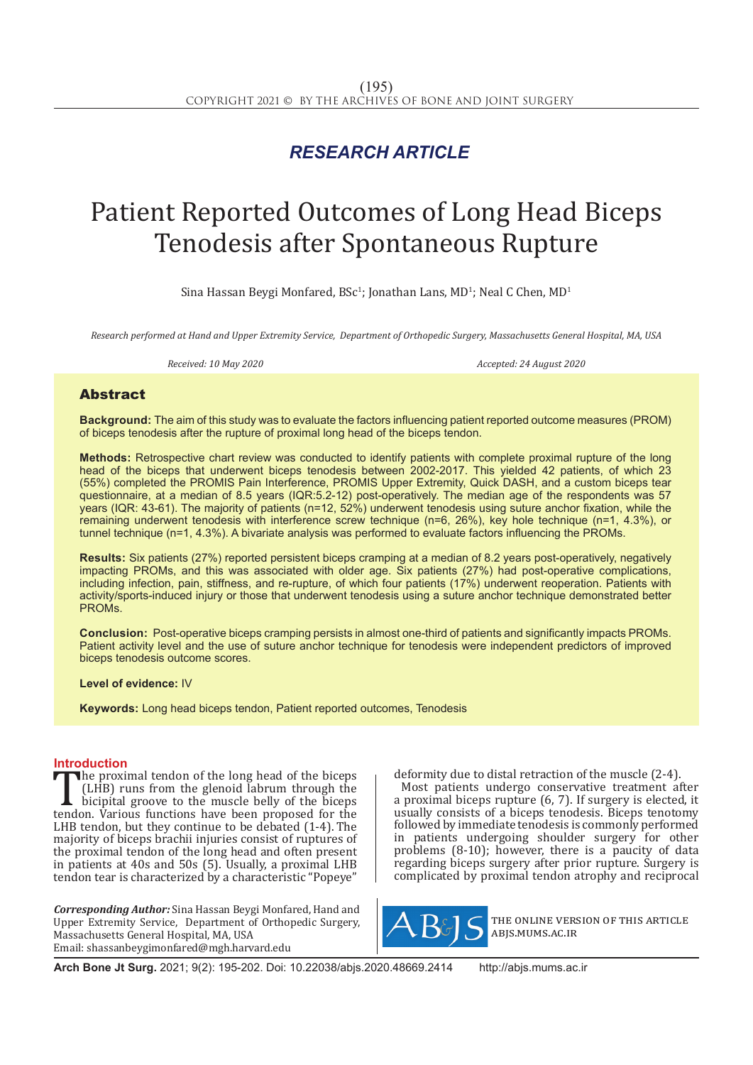RESEARCH ARTICLE

# Patient Reported Outcomes of Long Head Biceps Tenodesis after Spontaneous Rupture

Sina Hassan Beygi Monfared, BSc[1]; Jonathan Lans, MD[1]; Neal C Chen, MD[1]

*Research performed at Hand and Upper Extremity Service, Department of Orthopedic Surgery, Massachusetts General Hospital, MA, USA*

*Received: 10 May 2020* *Accepted: 24 August 2020*

## Abstract

**Background:** The aim of this study was to evaluate the factors influencing patient reported outcome measures (PROM) of biceps tenodesis after the rupture of proximal long head of the biceps tendon.

**Methods:** Retrospective chart review was conducted to identify patients with complete proximal rupture of the long head of the biceps that underwent biceps tenodesis between 2002-2017. This yielded 42 patients, of which 23 (55%) completed the PROMIS Pain Interference, PROMIS Upper Extremity, Quick DASH, and a custom biceps tear questionnaire, at a median of 8.5 years (IQR:5.2-12) post-operatively. The median age of the respondents was 57 years (IQR: 43-61). The majority of patients (n=12, 52%) underwent tenodesis using suture anchor fixation, while the remaining underwent tenodesis with interference screw technique (n=6, 26%), key hole technique (n=1, 4.3%), or tunnel technique (n=1, 4.3%). A bivariate analysis was performed to evaluate factors influencing the PROMs.

**Results:** Six patients (27%) reported persistent biceps cramping at a median of 8.2 years post-operatively, negatively impacting PROMs, and this was associated with older age. Six patients (27%) had post-operative complications, including infection, pain, stiffness, and re-rupture, of which four patients (17%) underwent reoperation. Patients with activity/sports-induced injury or those that underwent tenodesis using a suture anchor technique demonstrated better PROMs.

**Conclusion:** Post-operative biceps cramping persists in almost one-third of patients and significantly impacts PROMs. Patient activity level and the use of suture anchor technique for tenodesis were independent predictors of improved biceps tenodesis outcome scores.

**Level of evidence:** IV

**Keywords:** Long head biceps tendon, Patient reported outcomes, Tenodesis

## Introduction

The proximal tendon of the long head of the biceps (LHB) runs from the glenoid labrum through the bicipital groove to the muscle belly of the biceps tendon. Various functions have been proposed for the LHB tendon, but they continue to be debated (1-4). The majority of biceps brachii injuries consist of ruptures of the proximal tendon of the long head and often present in patients at 40s and 50s (5). Usually, a proximal LHB tendon tear is characterized by a characteristic "Popeye" deformity due to distal retraction of the muscle (2-4).

Most patients undergo conservative treatment after a proximal biceps rupture (6, 7). If surgery is elected, it usually consists of a biceps tenodesis. Biceps tenotomy followed by immediate tenodesis is commonly performed in patients undergoing shoulder surgery for other problems (8-10); however, there is a paucity of data regarding biceps surgery after prior rupture. Surgery is complicated by proximal tendon atrophy and reciprocal

***Corresponding Author:*** Sina Hassan Beygi Monfared, Hand and Upper Extremity Service, Department of Orthopedic Surgery, Massachusetts General Hospital, MA, USA
Email: shassanbeygimonfared@mgh.harvard.edu

THE ONLINE VERSION OF THIS ARTICLE ABJS.MUMS.AC.IR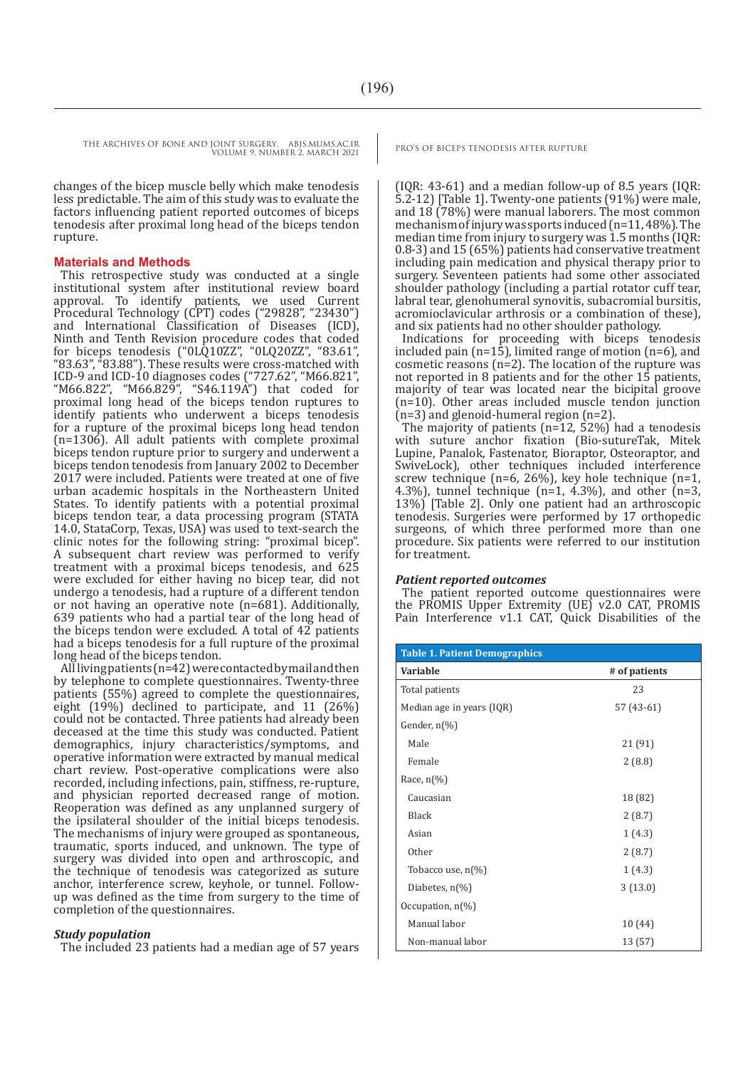changes of the bicep muscle belly which make tenodesis less predictable. The aim of this study was to evaluate the factors influencing patient reported outcomes of biceps tenodesis after proximal long head of the biceps tendon rupture.

## Materials and Methods

This retrospective study was conducted at a single institutional system after institutional review board approval. To identify patients, we used Current Procedural Technology (CPT) codes ("29828", "23430") and International Classification of Diseases (ICD), Ninth and Tenth Revision procedure codes that coded for biceps tenodesis ("0LQ10ZZ", "0LQ20ZZ", "83.61", "83.63", "83.88"). These results were cross-matched with ICD-9 and ICD-10 diagnoses codes ("727.62", "M66.821", "M66.822", "M66.829", "S46.119A") that coded for proximal long head of the biceps tendon ruptures to identify patients who underwent a biceps tenodesis for a rupture of the proximal biceps long head tendon (n=1306). All adult patients with complete proximal biceps tendon rupture prior to surgery and underwent a biceps tendon tenodesis from January 2002 to December 2017 were included. Patients were treated at one of five urban academic hospitals in the Northeastern United States. To identify patients with a potential proximal biceps tendon tear, a data processing program (STATA 14.0, StataCorp, Texas, USA) was used to text-search the clinic notes for the following string: "proximal bicep". A subsequent chart review was performed to verify treatment with a proximal biceps tenodesis, and 625 were excluded for either having no bicep tear, did not undergo a tenodesis, had a rupture of a different tendon or not having an operative note (n=681). Additionally, 639 patients who had a partial tear of the long head of the biceps tendon were excluded. A total of 42 patients had a biceps tenodesis for a full rupture of the proximal long head of the biceps tendon.

All living patients (n=42) were contacted by mail and then by telephone to complete questionnaires. Twenty-three patients (55%) agreed to complete the questionnaires, eight (19%) declined to participate, and 11 (26%) could not be contacted. Three patients had already been deceased at the time this study was conducted. Patient demographics, injury characteristics/symptoms, and operative information were extracted by manual medical chart review. Post-operative complications were also recorded, including infections, pain, stiffness, re-rupture, and physician reported decreased range of motion. Reoperation was defined as any unplanned surgery of the ipsilateral shoulder of the initial biceps tenodesis. The mechanisms of injury were grouped as spontaneous, traumatic, sports induced, and unknown. The type of surgery was divided into open and arthroscopic, and the technique of tenodesis was categorized as suture anchor, interference screw, keyhole, or tunnel. Follow-up was defined as the time from surgery to the time of completion of the questionnaires.

### *Study population*

The included 23 patients had a median age of 57 years (IQR: 43-61) and a median follow-up of 8.5 years (IQR: 5.2-12) [Table 1]. Twenty-one patients (91%) were male, and 18 (78%) were manual laborers. The most common mechanism of injury was sports induced (n=11, 48%). The median time from injury to surgery was 1.5 months (IQR: 0.8-3) and 15 (65%) patients had conservative treatment including pain medication and physical therapy prior to surgery. Seventeen patients had some other associated shoulder pathology (including a partial rotator cuff tear, labral tear, glenohumeral synovitis, subacromial bursitis, acromioclavicular arthrosis or a combination of these), and six patients had no other shoulder pathology.

Indications for proceeding with biceps tenodesis included pain (n=15), limited range of motion (n=6), and cosmetic reasons (n=2). The location of the rupture was not reported in 8 patients and for the other 15 patients, majority of tear was located near the bicipital groove (n=10). Other areas included muscle tendon junction (n=3) and glenoid-humeral region (n=2).

The majority of patients (n=12, 52%) had a tenodesis with suture anchor fixation (Bio-sutureTak, Mitek Lupine, Panalok, Fastenator, Bioraptor, Osteoraptor, and SwiveLock), other techniques included interference screw technique (n=6, 26%), key hole technique (n=1, 4.3%), tunnel technique (n=1, 4.3%), and other (n=3, 13%) [Table 2]. Only one patient had an arthroscopic tenodesis. Surgeries were performed by 17 orthopedic surgeons, of which three performed more than one procedure. Six patients were referred to our institution for treatment.

### *Patient reported outcomes*

The patient reported outcome questionnaires were the PROMIS Upper Extremity (UE) v2.0 CAT, PROMIS Pain Interference v1.1 CAT, Quick Disabilities of the

**Table 1. Patient Demographics**

| Variable | # of patients |
|---|---|
| Total patients | 23 |
| Median age in years (IQR) | 57 (43-61) |
| Gender, n(%) | |
| Male | 21 (91) |
| Female | 2 (8.8) |
| Race, n(%) | |
| Caucasian | 18 (82) |
| Black | 2 (8.7) |
| Asian | 1 (4.3) |
| Other | 2 (8.7) |
| Tobacco use, n(%) | 1 (4.3) |
| Diabetes, n(%) | 3 (13.0) |
| Occupation, n(%) | |
| Manual labor | 10 (44) |
| Non-manual labor | 13 (57) |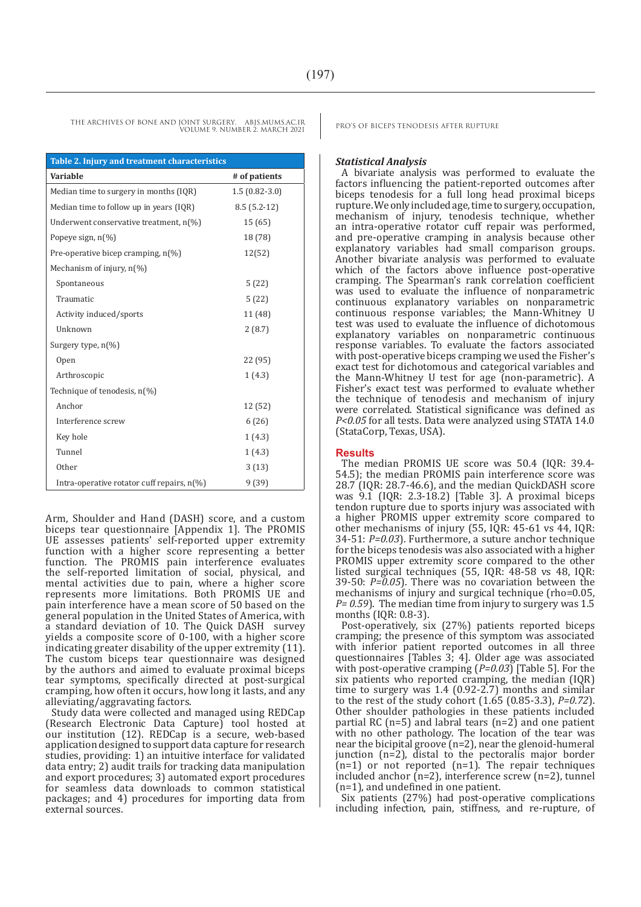**Table 2. Injury and treatment characteristics**

| Variable | # of patients |
|---|---|
| Median time to surgery in months (IQR) | 1.5 (0.82-3.0) |
| Median time to follow up in years (IQR) | 8.5 (5.2-12) |
| Underwent conservative treatment, n(%) | 15 (65) |
| Popeye sign, n(%) | 18 (78) |
| Pre-operative bicep cramping, n(%) | 12(52) |
| Mechanism of injury, n(%) | |
| Spontaneous | 5 (22) |
| Traumatic | 5 (22) |
| Activity induced/sports | 11 (48) |
| Unknown | 2 (8.7) |
| Surgery type, n(%) | |
| Open | 22 (95) |
| Arthroscopic | 1 (4.3) |
| Technique of tenodesis, n(%) | |
| Anchor | 12 (52) |
| Interference screw | 6 (26) |
| Key hole | 1 (4.3) |
| Tunnel | 1 (4.3) |
| Other | 3 (13) |
| Intra-operative rotator cuff repairs, n(%) | 9 (39) |

Arm, Shoulder and Hand (DASH) score, and a custom biceps tear questionnaire [Appendix 1]. The PROMIS UE assesses patients' self-reported upper extremity function with a higher score representing a better function. The PROMIS pain interference evaluates the self-reported limitation of social, physical, and mental activities due to pain, where a higher score represents more limitations. Both PROMIS UE and pain interference have a mean score of 50 based on the general population in the United States of America, with a standard deviation of 10. The Quick DASH survey yields a composite score of 0-100, with a higher score indicating greater disability of the upper extremity (11). The custom biceps tear questionnaire was designed by the authors and aimed to evaluate proximal biceps tear symptoms, specifically directed at post-surgical cramping, how often it occurs, how long it lasts, and any alleviating/aggravating factors.

Study data were collected and managed using REDCap (Research Electronic Data Capture) tool hosted at our institution (12). REDCap is a secure, web-based application designed to support data capture for research studies, providing: 1) an intuitive interface for validated data entry; 2) audit trails for tracking data manipulation and export procedures; 3) automated export procedures for seamless data downloads to common statistical packages; and 4) procedures for importing data from external sources.

### *Statistical Analysis*

A bivariate analysis was performed to evaluate the factors influencing the patient-reported outcomes after biceps tenodesis for a full long head proximal biceps rupture. We only included age, time to surgery, occupation, mechanism of injury, tenodesis technique, whether an intra-operative rotator cuff repair was performed, and pre-operative cramping in analysis because other explanatory variables had small comparison groups. Another bivariate analysis was performed to evaluate which of the factors above influence post-operative cramping. The Spearman's rank correlation coefficient was used to evaluate the influence of nonparametric continuous explanatory variables on nonparametric continuous response variables; the Mann-Whitney U test was used to evaluate the influence of dichotomous explanatory variables on nonparametric continuous response variables. To evaluate the factors associated with post-operative biceps cramping we used the Fisher's exact test for dichotomous and categorical variables and the Mann-Whitney U test for age (non-parametric). A Fisher's exact test was performed to evaluate whether the technique of tenodesis and mechanism of injury were correlated. Statistical significance was defined as *P<0.05* for all tests. Data were analyzed using STATA 14.0 (StataCorp, Texas, USA).

## Results

The median PROMIS UE score was 50.4 (IQR: 39.4-54.5); the median PROMIS pain interference score was 28.7 (IQR: 28.7-46.6), and the median QuickDASH score was 9.1 (IQR: 2.3-18.2) [Table 3]. A proximal biceps tendon rupture due to sports injury was associated with a higher PROMIS upper extremity score compared to other mechanisms of injury (55, IQR: 45-61 vs 44, IQR: 34-51: *P=0.03*). Furthermore, a suture anchor technique for the biceps tenodesis was also associated with a higher PROMIS upper extremity score compared to the other listed surgical techniques (55, IQR: 48-58 vs 48, IQR: 39-50: *P=0.05*). There was no covariation between the mechanisms of injury and surgical technique (rho=0.05, *P= 0.59*). The median time from injury to surgery was 1.5 months (IQR: 0.8-3).

Post-operatively, six (27%) patients reported biceps cramping; the presence of this symptom was associated with inferior patient reported outcomes in all three questionnaires [Tables 3; 4]. Older age was associated with post-operative cramping (*P=0.03*) [Table 5]. For the six patients who reported cramping, the median (IQR) time to surgery was 1.4 (0.92-2.7) months and similar to the rest of the study cohort (1.65 (0.85-3.3), *P=0.72*). Other shoulder pathologies in these patients included partial RC (n=5) and labral tears (n=2) and one patient with no other pathology. The location of the tear was near the bicipital groove (n=2), near the glenoid-humeral junction (n=2), distal to the pectoralis major border (n=1) or not reported (n=1). The repair techniques included anchor (n=2), interference screw (n=2), tunnel (n=1), and undefined in one patient.

Six patients (27%) had post-operative complications including infection, pain, stiffness, and re-rupture, of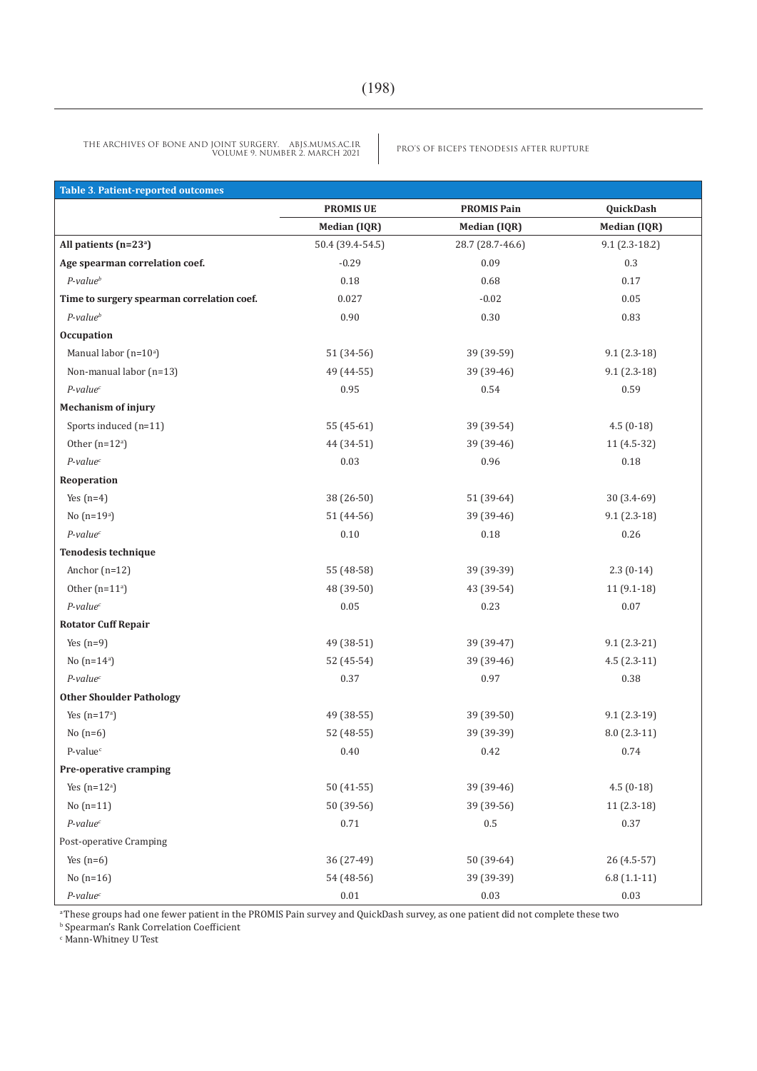**Table 3. Patient-reported outcomes**

| | PROMIS UE | PROMIS Pain | QuickDash |
|---|---|---|---|
| | Median (IQR) | Median (IQR) | Median (IQR) |
| **All patients (n=23[a])** | 50.4 (39.4-54.5) | 28.7 (28.7-46.6) | 9.1 (2.3-18.2) |
| **Age spearman correlation coef.** | -0.29 | 0.09 | 0.3 |
| *P-value[b]* | 0.18 | 0.68 | 0.17 |
| **Time to surgery spearman correlation coef.** | 0.027 | -0.02 | 0.05 |
| *P-value[b]* | 0.90 | 0.30 | 0.83 |
| **Occupation** | | | |
| Manual labor (n=10[a]) | 51 (34-56) | 39 (39-59) | 9.1 (2.3-18) |
| Non-manual labor (n=13) | 49 (44-55) | 39 (39-46) | 9.1 (2.3-18) |
| *P-value[c]* | 0.95 | 0.54 | 0.59 |
| **Mechanism of injury** | | | |
| Sports induced (n=11) | 55 (45-61) | 39 (39-54) | 4.5 (0-18) |
| Other (n=12[a]) | 44 (34-51) | 39 (39-46) | 11 (4.5-32) |
| *P-value[c]* | 0.03 | 0.96 | 0.18 |
| **Reoperation** | | | |
| Yes (n=4) | 38 (26-50) | 51 (39-64) | 30 (3.4-69) |
| No (n=19[a]) | 51 (44-56) | 39 (39-46) | 9.1 (2.3-18) |
| *P-value[c]* | 0.10 | 0.18 | 0.26 |
| **Tenodesis technique** | | | |
| Anchor (n=12) | 55 (48-58) | 39 (39-39) | 2.3 (0-14) |
| Other (n=11[a]) | 48 (39-50) | 43 (39-54) | 11 (9.1-18) |
| *P-value[c]* | 0.05 | 0.23 | 0.07 |
| **Rotator Cuff Repair** | | | |
| Yes (n=9) | 49 (38-51) | 39 (39-47) | 9.1 (2.3-21) |
| No (n=14[a]) | 52 (45-54) | 39 (39-46) | 4.5 (2.3-11) |
| *P-value[c]* | 0.37 | 0.97 | 0.38 |
| **Other Shoulder Pathology** | | | |
| Yes (n=17[a]) | 49 (38-55) | 39 (39-50) | 9.1 (2.3-19) |
| No (n=6) | 52 (48-55) | 39 (39-39) | 8.0 (2.3-11) |
| P-value[c] | 0.40 | 0.42 | 0.74 |
| **Pre-operative cramping** | | | |
| Yes (n=12[a]) | 50 (41-55) | 39 (39-46) | 4.5 (0-18) |
| No (n=11) | 50 (39-56) | 39 (39-56) | 11 (2.3-18) |
| *P-value[c]* | 0.71 | 0.5 | 0.37 |
| Post-operative Cramping | | | |
| Yes (n=6) | 36 (27-49) | 50 (39-64) | 26 (4.5-57) |
| No (n=16) | 54 (48-56) | 39 (39-39) | 6.8 (1.1-11) |
| *P-value[c]* | 0.01 | 0.03 | 0.03 |

[a] These groups had one fewer patient in the PROMIS Pain survey and QuickDash survey, as one patient did not complete these two

[b] Spearman's Rank Correlation Coefficient

[c] Mann-Whitney U Test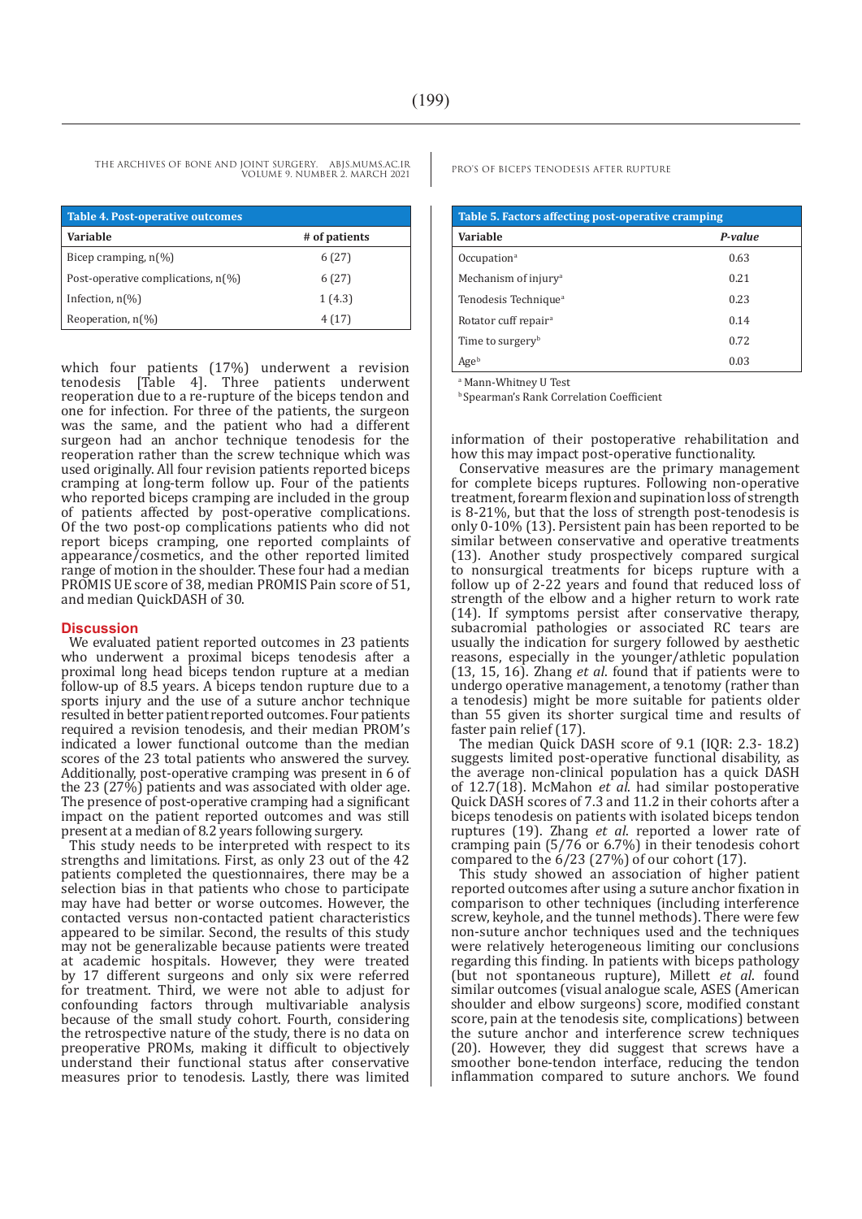**Table 4. Post-operative outcomes**

| Variable | # of patients |
|---|---|
| Bicep cramping, n(%) | 6 (27) |
| Post-operative complications, n(%) | 6 (27) |
| Infection, n(%) | 1 (4.3) |
| Reoperation, n(%) | 4 (17) |

which four patients (17%) underwent a revision tenodesis [Table 4]. Three patients underwent reoperation due to a re-rupture of the biceps tendon and one for infection. For three of the patients, the surgeon was the same, and the patient who had a different surgeon had an anchor technique tenodesis for the reoperation rather than the screw technique which was used originally. All four revision patients reported biceps cramping at long-term follow up. Four of the patients who reported biceps cramping are included in the group of patients affected by post-operative complications. Of the two post-op complications patients who did not report biceps cramping, one reported complaints of appearance/cosmetics, and the other reported limited range of motion in the shoulder. These four had a median PROMIS UE score of 38, median PROMIS Pain score of 51, and median QuickDASH of 30.

## Discussion

We evaluated patient reported outcomes in 23 patients who underwent a proximal biceps tenodesis after a proximal long head biceps tendon rupture at a median follow-up of 8.5 years. A biceps tendon rupture due to a sports injury and the use of a suture anchor technique resulted in better patient reported outcomes. Four patients required a revision tenodesis, and their median PROM's indicated a lower functional outcome than the median scores of the 23 total patients who answered the survey. Additionally, post-operative cramping was present in 6 of the 23 (27%) patients and was associated with older age. The presence of post-operative cramping had a significant impact on the patient reported outcomes and was still present at a median of 8.2 years following surgery.

This study needs to be interpreted with respect to its strengths and limitations. First, as only 23 out of the 42 patients completed the questionnaires, there may be a selection bias in that patients who chose to participate may have had better or worse outcomes. However, the contacted versus non-contacted patient characteristics appeared to be similar. Second, the results of this study may not be generalizable because patients were treated at academic hospitals. However, they were treated by 17 different surgeons and only six were referred for treatment. Third, we were not able to adjust for confounding factors through multivariable analysis because of the small study cohort. Fourth, considering the retrospective nature of the study, there is no data on preoperative PROMs, making it difficult to objectively understand their functional status after conservative measures prior to tenodesis. Lastly, there was limited

**Table 5. Factors affecting post-operative cramping**

| Variable | *P-value* |
|---|---|
| Occupation[a] | 0.63 |
| Mechanism of injury[a] | 0.21 |
| Tenodesis Technique[a] | 0.23 |
| Rotator cuff repair[a] | 0.14 |
| Time to surgery[b] | 0.72 |
| Age[b] | 0.03 |

[a] Mann-Whitney U Test
[b] Spearman's Rank Correlation Coefficient

information of their postoperative rehabilitation and how this may impact post-operative functionality.

Conservative measures are the primary management for complete biceps ruptures. Following non-operative treatment, forearm flexion and supination loss of strength is 8-21%, but that the loss of strength post-tenodesis is only 0-10% (13). Persistent pain has been reported to be similar between conservative and operative treatments (13). Another study prospectively compared surgical to nonsurgical treatments for biceps rupture with a follow up of 2-22 years and found that reduced loss of strength of the elbow and a higher return to work rate (14). If symptoms persist after conservative therapy, subacromial pathologies or associated RC tears are usually the indication for surgery followed by aesthetic reasons, especially in the younger/athletic population (13, 15, 16). Zhang *et al*. found that if patients were to undergo operative management, a tenotomy (rather than a tenodesis) might be more suitable for patients older than 55 given its shorter surgical time and results of faster pain relief (17).

The median Quick DASH score of 9.1 (IQR: 2.3- 18.2) suggests limited post-operative functional disability, as the average non-clinical population has a quick DASH of 12.7(18). McMahon *et al*. had similar postoperative Quick DASH scores of 7.3 and 11.2 in their cohorts after a biceps tenodesis on patients with isolated biceps tendon ruptures (19). Zhang *et al.* reported a lower rate of cramping pain (5/76 or 6.7%) in their tenodesis cohort compared to the 6/23 (27%) of our cohort (17).

This study showed an association of higher patient reported outcomes after using a suture anchor fixation in comparison to other techniques (including interference screw, keyhole, and the tunnel methods). There were few non-suture anchor techniques used and the techniques were relatively heterogeneous limiting our conclusions regarding this finding. In patients with biceps pathology (but not spontaneous rupture), Millett *et al.* found similar outcomes (visual analogue scale, ASES (American shoulder and elbow surgeons) score, modified constant score, pain at the tenodesis site, complications) between the suture anchor and interference screw techniques (20). However, they did suggest that screws have a smoother bone-tendon interface, reducing the tendon inflammation compared to suture anchors. We found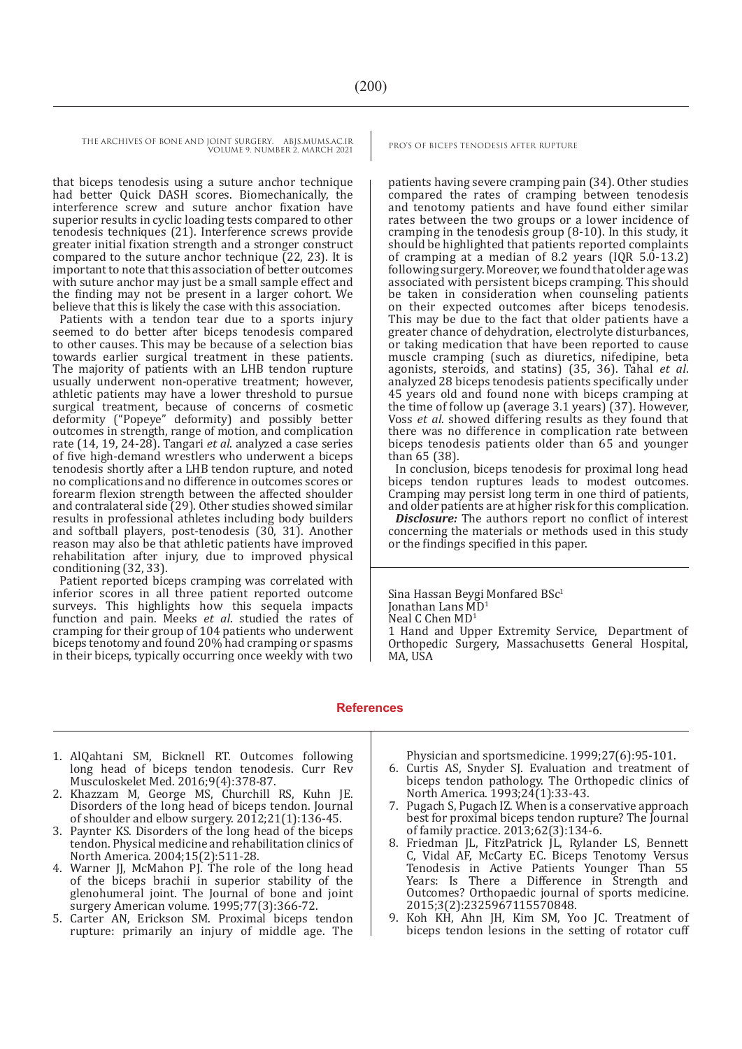that biceps tenodesis using a suture anchor technique had better Quick DASH scores. Biomechanically, the interference screw and suture anchor fixation have superior results in cyclic loading tests compared to other tenodesis techniques (21). Interference screws provide greater initial fixation strength and a stronger construct compared to the suture anchor technique (22, 23). It is important to note that this association of better outcomes with suture anchor may just be a small sample effect and the finding may not be present in a larger cohort. We believe that this is likely the case with this association.

Patients with a tendon tear due to a sports injury seemed to do better after biceps tenodesis compared to other causes. This may be because of a selection bias towards earlier surgical treatment in these patients. The majority of patients with an LHB tendon rupture usually underwent non-operative treatment; however, athletic patients may have a lower threshold to pursue surgical treatment, because of concerns of cosmetic deformity ("Popeye" deformity) and possibly better outcomes in strength, range of motion, and complication rate (14, 19, 24-28). Tangari *et al*. analyzed a case series of five high-demand wrestlers who underwent a biceps tenodesis shortly after a LHB tendon rupture, and noted no complications and no difference in outcomes scores or forearm flexion strength between the affected shoulder and contralateral side (29). Other studies showed similar results in professional athletes including body builders and softball players, post-tenodesis (30, 31). Another reason may also be that athletic patients have improved rehabilitation after injury, due to improved physical conditioning (32, 33).

Patient reported biceps cramping was correlated with inferior scores in all three patient reported outcome surveys. This highlights how this sequela impacts function and pain. Meeks *et al*. studied the rates of cramping for their group of 104 patients who underwent biceps tenotomy and found 20% had cramping or spasms in their biceps, typically occurring once weekly with two patients having severe cramping pain (34). Other studies compared the rates of cramping between tenodesis and tenotomy patients and have found either similar rates between the two groups or a lower incidence of cramping in the tenodesis group (8-10). In this study, it should be highlighted that patients reported complaints of cramping at a median of 8.2 years (IQR 5.0-13.2) following surgery. Moreover, we found that older age was associated with persistent biceps cramping. This should be taken in consideration when counseling patients on their expected outcomes after biceps tenodesis. This may be due to the fact that older patients have a greater chance of dehydration, electrolyte disturbances, or taking medication that have been reported to cause muscle cramping (such as diuretics, nifedipine, beta agonists, steroids, and statins) (35, 36). Tahal *et al*. analyzed 28 biceps tenodesis patients specifically under 45 years old and found none with biceps cramping at the time of follow up (average 3.1 years) (37). However, Voss *et al*. showed differing results as they found that there was no difference in complication rate between biceps tenodesis patients older than 65 and younger than 65 (38).

In conclusion, biceps tenodesis for proximal long head biceps tendon ruptures leads to modest outcomes. Cramping may persist long term in one third of patients, and older patients are at higher risk for this complication.

***Disclosure:*** The authors report no conflict of interest concerning the materials or methods used in this study or the findings specified in this paper.

Sina Hassan Beygi Monfared BSc[1]
Jonathan Lans MD[1]
Neal C Chen MD[1]
1 Hand and Upper Extremity Service, Department of Orthopedic Surgery, Massachusetts General Hospital, MA, USA

## References

1. AlQahtani SM, Bicknell RT. Outcomes following long head of biceps tendon tenodesis. Curr Rev Musculoskelet Med. 2016;9(4):378-87.
2. Khazzam M, George MS, Churchill RS, Kuhn JE. Disorders of the long head of biceps tendon. Journal of shoulder and elbow surgery. 2012;21(1):136-45.
3. Paynter KS. Disorders of the long head of the biceps tendon. Physical medicine and rehabilitation clinics of North America. 2004;15(2):511-28.
4. Warner JJ, McMahon PJ. The role of the long head of the biceps brachii in superior stability of the glenohumeral joint. The Journal of bone and joint surgery American volume. 1995;77(3):366-72.
5. Carter AN, Erickson SM. Proximal biceps tendon rupture: primarily an injury of middle age. The Physician and sportsmedicine. 1999;27(6):95-101.
6. Curtis AS, Snyder SJ. Evaluation and treatment of biceps tendon pathology. The Orthopedic clinics of North America. 1993;24(1):33-43.
7. Pugach S, Pugach IZ. When is a conservative approach best for proximal biceps tendon rupture? The Journal of family practice. 2013;62(3):134-6.
8. Friedman JL, FitzPatrick JL, Rylander LS, Bennett C, Vidal AF, McCarty EC. Biceps Tenotomy Versus Tenodesis in Active Patients Younger Than 55 Years: Is There a Difference in Strength and Outcomes? Orthopaedic journal of sports medicine. 2015;3(2):2325967115570848.
9. Koh KH, Ahn JH, Kim SM, Yoo JC. Treatment of biceps tendon lesions in the setting of rotator cuff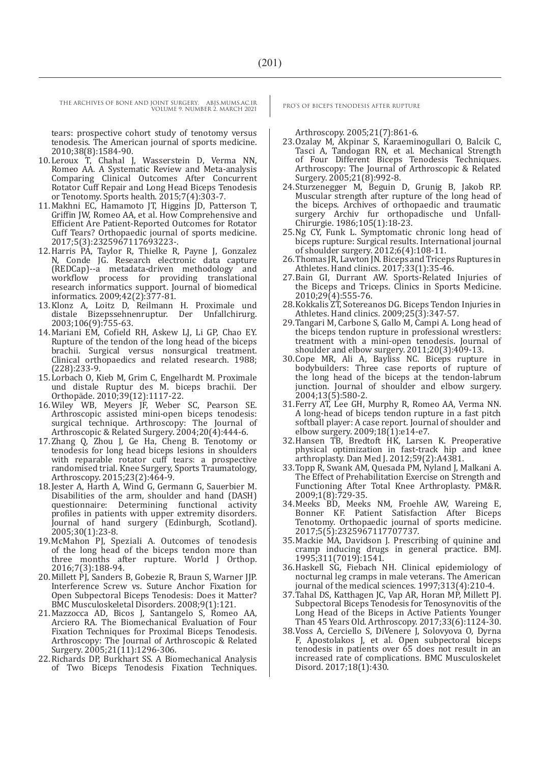tears: prospective cohort study of tenotomy versus tenodesis. The American journal of sports medicine. 2010;38(8):1584-90.

10. Leroux T, Chahal J, Wasserstein D, Verma NN, Romeo AA. A Systematic Review and Meta-analysis Comparing Clinical Outcomes After Concurrent Rotator Cuff Repair and Long Head Biceps Tenodesis or Tenotomy. Sports health. 2015;7(4):303-7.
11. Makhni EC, Hamamoto JT, Higgins JD, Patterson T, Griffin JW, Romeo AA, et al. How Comprehensive and Efficient Are Patient-Reported Outcomes for Rotator Cuff Tears? Orthopaedic journal of sports medicine. 2017;5(3):2325967117693223-.
12. Harris PA, Taylor R, Thielke R, Payne J, Gonzalez N, Conde JG. Research electronic data capture (REDCap)--a metadata-driven methodology and workflow process for providing translational research informatics support. Journal of biomedical informatics. 2009;42(2):377-81.
13. Klonz A, Loitz D, Reilmann H. Proximale und distale Bizepssehnenruptur. Der Unfallchirurg. 2003;106(9):755-63.
14. Mariani EM, Cofield RH, Askew LJ, Li GP, Chao EY. Rupture of the tendon of the long head of the biceps brachii. Surgical versus nonsurgical treatment. Clinical orthopaedics and related research. 1988;(228):233-9.
15. Lorbach O, Kieb M, Grim C, Engelhardt M. Proximale und distale Ruptur des M. biceps brachii. Der Orthopäde. 2010;39(12):1117-22.
16. Wiley WB, Meyers JF, Weber SC, Pearson SE. Arthroscopic assisted mini-open biceps tenodesis: surgical technique. Arthroscopy: The Journal of Arthroscopic & Related Surgery. 2004;20(4):444-6.
17. Zhang Q, Zhou J, Ge Ha, Cheng B. Tenotomy or tenodesis for long head biceps lesions in shoulders with reparable rotator cuff tears: a prospective randomised trial. Knee Surgery, Sports Traumatology, Arthroscopy. 2015;23(2):464-9.
18. Jester A, Harth A, Wind G, Germann G, Sauerbier M. Disabilities of the arm, shoulder and hand (DASH) questionnaire: Determining functional activity profiles in patients with upper extremity disorders. Journal of hand surgery (Edinburgh, Scotland). 2005;30(1):23-8.
19. McMahon PJ, Speziali A. Outcomes of tenodesis of the long head of the biceps tendon more than three months after rupture. World J Orthop. 2016;7(3):188-94.
20. Millett PJ, Sanders B, Gobezie R, Braun S, Warner JJP. Interference Screw vs. Suture Anchor Fixation for Open Subpectoral Biceps Tenodesis: Does it Matter? BMC Musculoskeletal Disorders. 2008;9(1):121.
21. Mazzocca AD, Bicos J, Santangelo S, Romeo AA, Arciero RA. The Biomechanical Evaluation of Four Fixation Techniques for Proximal Biceps Tenodesis. Arthroscopy: The Journal of Arthroscopic & Related Surgery. 2005;21(11):1296-306.
22. Richards DP, Burkhart SS. A Biomechanical Analysis of Two Biceps Tenodesis Fixation Techniques. Arthroscopy. 2005;21(7):861-6.
23. Ozalay M, Akpinar S, Karaeminogullari O, Balcik C, Tasci A, Tandogan RN, et al. Mechanical Strength of Four Different Biceps Tenodesis Techniques. Arthroscopy: The Journal of Arthroscopic & Related Surgery. 2005;21(8):992-8.
24. Sturzenegger M, Beguin D, Grunig B, Jakob RP. Muscular strength after rupture of the long head of the biceps. Archives of orthopaedic and traumatic surgery Archiv fur orthopadische und Unfall-Chirurgie. 1986;105(1):18-23.
25. Ng CY, Funk L. Symptomatic chronic long head of biceps rupture: Surgical results. International journal of shoulder surgery. 2012;6(4):108-11.
26. Thomas JR, Lawton JN. Biceps and Triceps Ruptures in Athletes. Hand clinics. 2017;33(1):35-46.
27. Bain GI, Durrant AW. Sports-Related Injuries of the Biceps and Triceps. Clinics in Sports Medicine. 2010;29(4):555-76.
28. Kokkalis ZT, Sotereanos DG. Biceps Tendon Injuries in Athletes. Hand clinics. 2009;25(3):347-57.
29. Tangari M, Carbone S, Gallo M, Campi A. Long head of the biceps tendon rupture in professional wrestlers: treatment with a mini-open tenodesis. Journal of shoulder and elbow surgery. 2011;20(3):409-13.
30. Cope MR, Ali A, Bayliss NC. Biceps rupture in bodybuilders: Three case reports of rupture of the long head of the biceps at the tendon-labrum junction. Journal of shoulder and elbow surgery. 2004;13(5):580-2.
31. Ferry AT, Lee GH, Murphy R, Romeo AA, Verma NN. A long-head of biceps tendon rupture in a fast pitch softball player: A case report. Journal of shoulder and elbow surgery. 2009;18(1):e14-e7.
32. Hansen TB, Bredtoft HK, Larsen K. Preoperative physical optimization in fast-track hip and knee arthroplasty. Dan Med J. 2012;59(2):A4381.
33. Topp R, Swank AM, Quesada PM, Nyland J, Malkani A. The Effect of Prehabilitation Exercise on Strength and Functioning After Total Knee Arthroplasty. PM&R. 2009;1(8):729-35.
34. Meeks BD, Meeks NM, Froehle AW, Wareing E, Bonner KF. Patient Satisfaction After Biceps Tenotomy. Orthopaedic journal of sports medicine. 2017;5(5):2325967117707737.
35. Mackie MA, Davidson J. Prescribing of quinine and cramp inducing drugs in general practice. BMJ. 1995;311(7019):1541.
36. Haskell SG, Fiebach NH. Clinical epidemiology of nocturnal leg cramps in male veterans. The American journal of the medical sciences. 1997;313(4):210-4.
37. Tahal DS, Katthagen JC, Vap AR, Horan MP, Millett PJ. Subpectoral Biceps Tenodesis for Tenosynovitis of the Long Head of the Biceps in Active Patients Younger Than 45 Years Old. Arthroscopy. 2017;33(6):1124-30.
38. Voss A, Cerciello S, DiVenere J, Solovyova O, Dyrna F, Apostolakos J, et al. Open subpectoral biceps tenodesis in patients over 65 does not result in an increased rate of complications. BMC Musculoskelet Disord. 2017;18(1):430.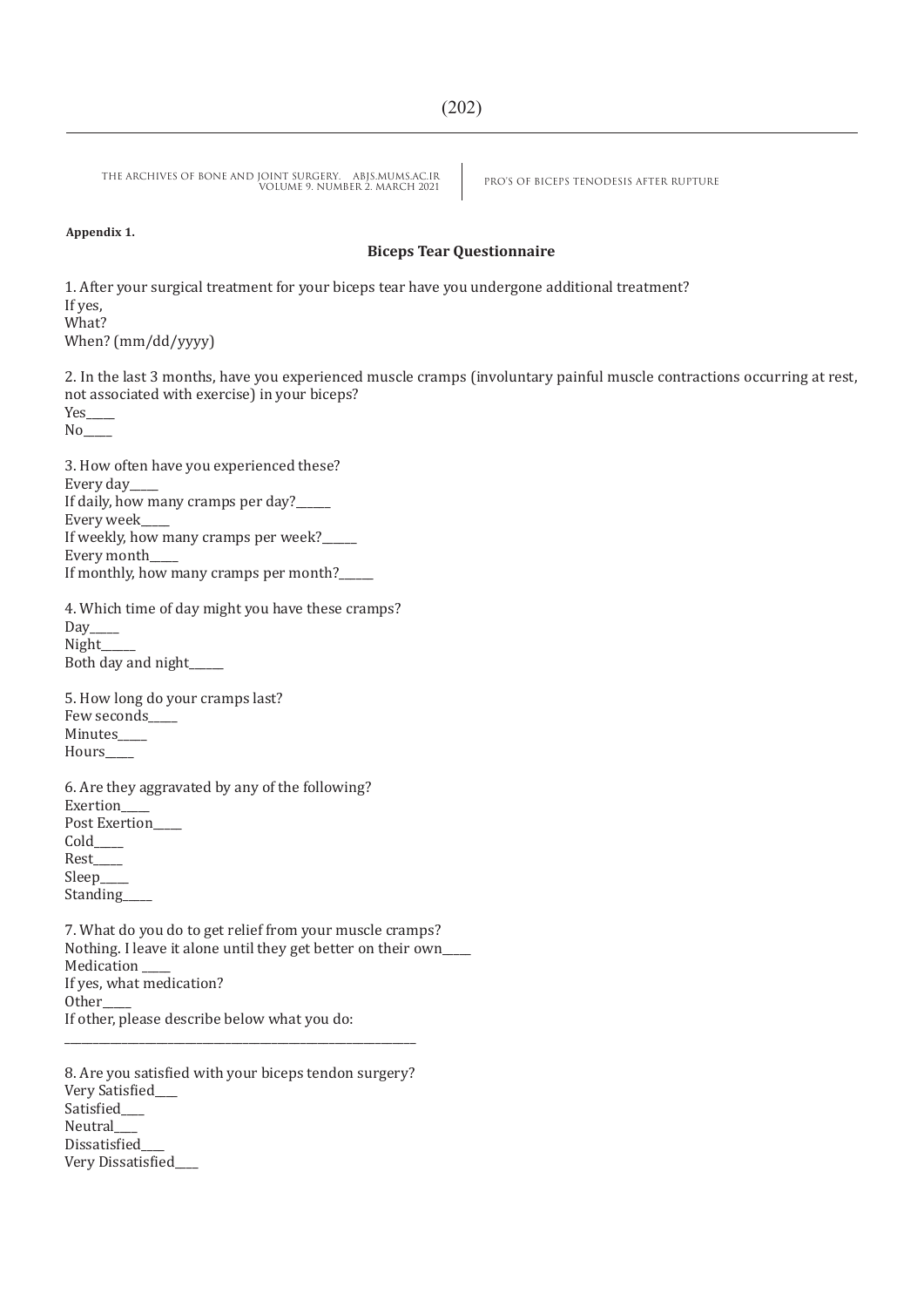**Appendix 1.**

## Biceps Tear Questionnaire

1. After your surgical treatment for your biceps tear have you undergone additional treatment?
If yes,
What?
When? (mm/dd/yyyy)

2. In the last 3 months, have you experienced muscle cramps (involuntary painful muscle contractions occurring at rest, not associated with exercise) in your biceps?
Yes_____
No_____

3. How often have you experienced these?
Every day_____
If daily, how many cramps per day?______
Every week_____
If weekly, how many cramps per week?______
Every month_____
If monthly, how many cramps per month?______

4. Which time of day might you have these cramps?
Day_____
Night______
Both day and night______

5. How long do your cramps last?
Few seconds_____
Minutes_____
Hours_____

6. Are they aggravated by any of the following?
Exertion_____
Post Exertion_____
Cold_____
Rest_____
Sleep_____
Standing_____

7. What do you do to get relief from your muscle cramps?
Nothing. I leave it alone until they get better on their own_____
Medication _____
If yes, what medication?
Other_____
If other, please describe below what you do:
________________________________________________________________

8. Are you satisfied with your biceps tendon surgery?
Very Satisfied____
Satisfied____
Neutral____
Dissatisfied____
Very Dissatisfied____